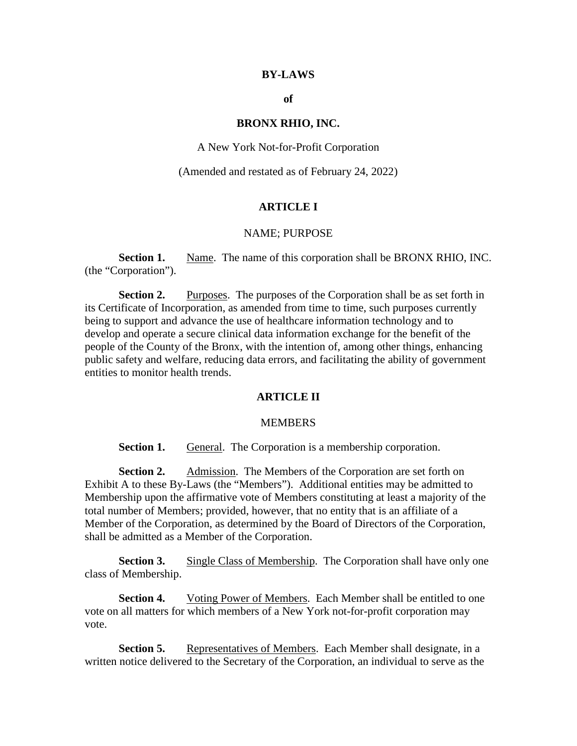# BY-LAWS

**of**

# BRONX RHIO, INC.

A New York Not-for-Profit Corporation

(Amended and restated as of February 24, 2022)

## ARTICLE I

NAME; PURPOSE

**Section 1.** Name. The name of this corporation shall be BRONX RHIO, INC. (the "Corporation").

**Section 2.** Purposes. The purposes of the Corporation shall be as set forth in its Certificate of Incorporation, as amended from time to time, such purposes currently being to support and advance the use of healthcare information technology and to develop and operate a secure clinical data information exchange for the benefit of the people of the County of the Bronx, with the intention of, among other things, enhancing public safety and welfare, reducing data errors, and facilitating the ability of government entities to monitor health trends.

## ARTICLE II

MEMBERS

**Section 1.** General. The Corporation is a membership corporation.

**Section 2.** Admission. The Members of the Corporation are set forth on Exhibit A to these By-Laws (the "Members"). Additional entities may be admitted to Membership upon the affirmative vote of Members constituting at least a majority of the total number of Members; provided, however, that no entity that is an affiliate of a Member of the Corporation, as determined by the Board of Directors of the Corporation, shall be admitted as a Member of the Corporation.

**Section 3.** Single Class of Membership. The Corporation shall have only one class of Membership.

**Section 4.** Voting Power of Members. Each Member shall be entitled to one vote on all matters for which members of a New York not-for-profit corporation may vote.

**Section 5.** Representatives of Members. Each Member shall designate, in a written notice delivered to the Secretary of the Corporation, an individual to serve as the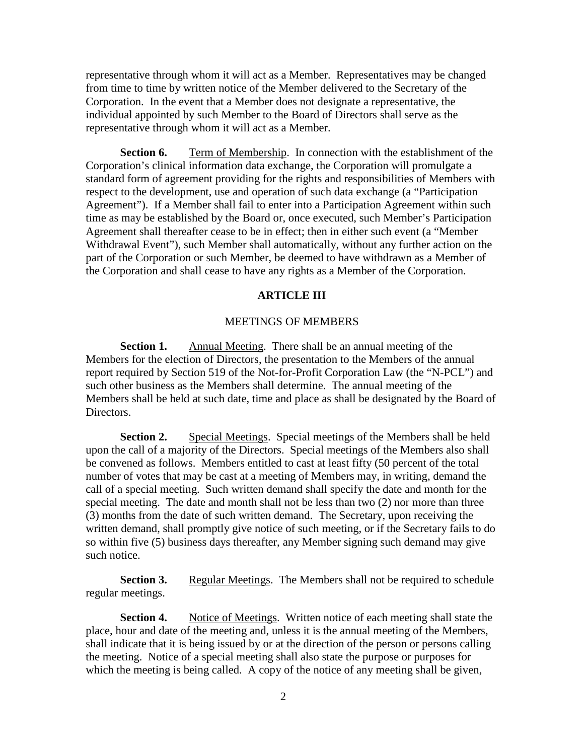representative through whom it will act as a Member. Representatives may be changed from time to time by written notice of the Member delivered to the Secretary of the Corporation. In the event that a Member does not designate a representative, the individual appointed by such Member to the Board of Directors shall serve as the representative through whom it will act as a Member.

**Section 6.** Term of Membership. In connection with the establishment of the Corporation's clinical information data exchange, the Corporation will promulgate a standard form of agreement providing for the rights and responsibilities of Members with respect to the development, use and operation of such data exchange (a "Participation Agreement"). If a Member shall fail to enter into a Participation Agreement within such time as may be established by the Board or, once executed, such Member's Participation Agreement shall thereafter cease to be in effect; then in either such event (a "Member Withdrawal Event"), such Member shall automatically, without any further action on the part of the Corporation or such Member, be deemed to have withdrawn as a Member of the Corporation and shall cease to have any rights as a Member of the Corporation.

## ARTICLE III

### MEETINGS OF MEMBERS

**Section 1.** Annual Meeting. There shall be an annual meeting of the Members for the election of Directors, the presentation to the Members of the annual report required by Section 519 of the Not-for-Profit Corporation Law (the "N-PCL") and such other business as the Members shall determine. The annual meeting of the Members shall be held at such date, time and place as shall be designated by the Board of Directors.

**Section 2.** Special Meetings. Special meetings of the Members shall be held upon the call of a majority of the Directors. Special meetings of the Members also shall be convened as follows. Members entitled to cast at least fifty (50 percent of the total number of votes that may be cast at a meeting of Members may, in writing, demand the call of a special meeting. Such written demand shall specify the date and month for the special meeting. The date and month shall not be less than two (2) nor more than three (3) months from the date of such written demand. The Secretary, upon receiving the written demand, shall promptly give notice of such meeting, or if the Secretary fails to do so within five (5) business days thereafter, any Member signing such demand may give such notice.

**Section 3.** Regular Meetings. The Members shall not be required to schedule regular meetings.

**Section 4.** Notice of Meetings. Written notice of each meeting shall state the place, hour and date of the meeting and, unless it is the annual meeting of the Members, shall indicate that it is being issued by or at the direction of the person or persons calling the meeting. Notice of a special meeting shall also state the purpose or purposes for which the meeting is being called. A copy of the notice of any meeting shall be given,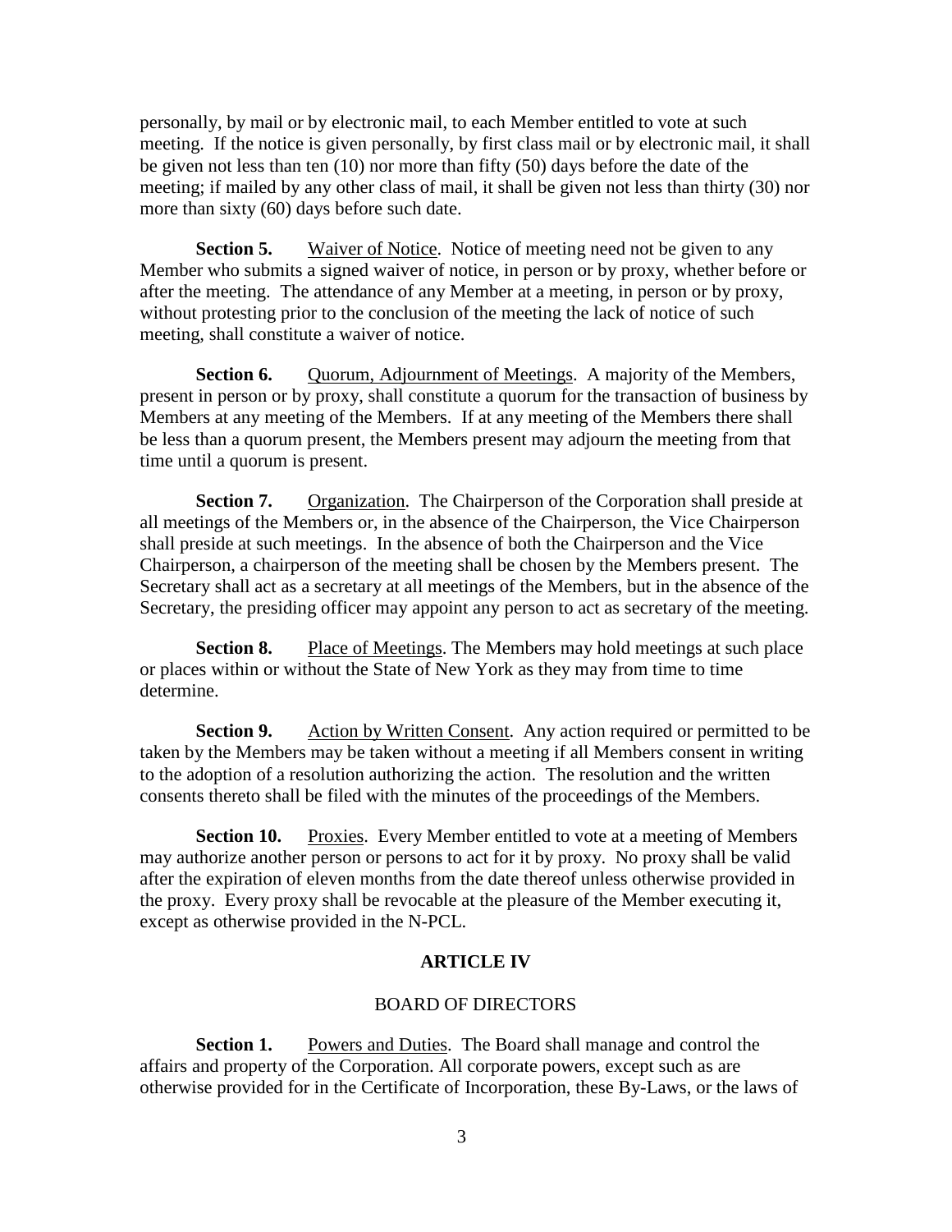personally, by mail or by electronic mail, to each Member entitled to vote at such meeting. If the notice is given personally, by first class mail or by electronic mail, it shall be given not less than ten (10) nor more than fifty (50) days before the date of the meeting; if mailed by any other class of mail, it shall be given not less than thirty (30) nor more than sixty (60) days before such date.

**Section 5.** Waiver of Notice. Notice of meeting need not be given to any Member who submits a signed waiver of notice, in person or by proxy, whether before or after the meeting. The attendance of any Member at a meeting, in person or by proxy, without protesting prior to the conclusion of the meeting the lack of notice of such meeting, shall constitute a waiver of notice.

**Section 6.** Quorum, Adjournment of Meetings. A majority of the Members, present in person or by proxy, shall constitute a quorum for the transaction of business by Members at any meeting of the Members. If at any meeting of the Members there shall be less than a quorum present, the Members present may adjourn the meeting from that time until a quorum is present.

**Section 7.** Organization. The Chairperson of the Corporation shall preside at all meetings of the Members or, in the absence of the Chairperson, the Vice Chairperson shall preside at such meetings. In the absence of both the Chairperson and the Vice Chairperson, a chairperson of the meeting shall be chosen by the Members present. The Secretary shall act as a secretary at all meetings of the Members, but in the absence of the Secretary, the presiding officer may appoint any person to act as secretary of the meeting.

**Section 8.** Place of Meetings. The Members may hold meetings at such place or places within or without the State of New York as they may from time to time determine.

**Section 9.** Action by Written Consent. Any action required or permitted to be taken by the Members may be taken without a meeting if all Members consent in writing to the adoption of a resolution authorizing the action. The resolution and the written consents thereto shall be filed with the minutes of the proceedings of the Members.

**Section 10.** Proxies. Every Member entitled to vote at a meeting of Members may authorize another person or persons to act for it by proxy. No proxy shall be valid after the expiration of eleven months from the date thereof unless otherwise provided in the proxy. Every proxy shall be revocable at the pleasure of the Member executing it, except as otherwise provided in the N-PCL.

## ARTICLE IV

## BOARD OF DIRECTORS

**Section 1.** Powers and Duties. The Board shall manage and control the affairs and property of the Corporation. All corporate powers, except such as are otherwise provided for in the Certificate of Incorporation, these By-Laws, or the laws of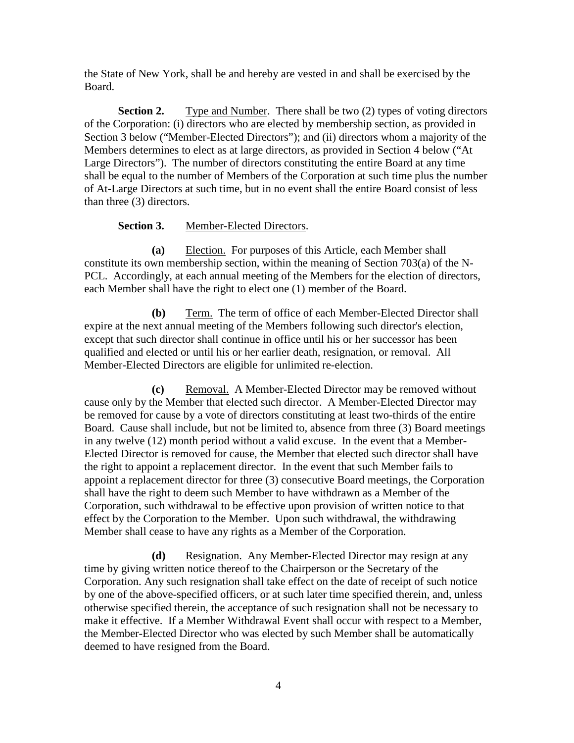the State of New York, shall be and hereby are vested in and shall be exercised by the Board.

**Section 2.** Type and Number. There shall be two (2) types of voting directors of the Corporation: (i) directors who are elected by membership section, as provided in Section 3 below ("Member-Elected Directors"); and (ii) directors whom a majority of the Members determines to elect as at large directors, as provided in Section 4 below ("At Large Directors"). The number of directors constituting the entire Board at any time shall be equal to the number of Members of the Corporation at such time plus the number of At-Large Directors at such time, but in no event shall the entire Board consist of less than three (3) directors.

**Section 3.** Member-Elected Directors.

**(a)** Election. For purposes of this Article, each Member shall constitute its own membership section, within the meaning of Section 703(a) of the N-PCL. Accordingly, at each annual meeting of the Members for the election of directors, each Member shall have the right to elect one (1) member of the Board.

**(b)** Term. The term of office of each Member-Elected Director shall expire at the next annual meeting of the Members following such director's election, except that such director shall continue in office until his or her successor has been qualified and elected or until his or her earlier death, resignation, or removal. All Member-Elected Directors are eligible for unlimited re-election.

**(c)** Removal. A Member-Elected Director may be removed without cause only by the Member that elected such director. A Member-Elected Director may be removed for cause by a vote of directors constituting at least two-thirds of the entire Board. Cause shall include, but not be limited to, absence from three (3) Board meetings in any twelve (12) month period without a valid excuse. In the event that a Member-Elected Director is removed for cause, the Member that elected such director shall have the right to appoint a replacement director. In the event that such Member fails to appoint a replacement director for three (3) consecutive Board meetings, the Corporation shall have the right to deem such Member to have withdrawn as a Member of the Corporation, such withdrawal to be effective upon provision of written notice to that effect by the Corporation to the Member. Upon such withdrawal, the withdrawing Member shall cease to have any rights as a Member of the Corporation.

**(d)** Resignation. Any Member-Elected Director may resign at any time by giving written notice thereof to the Chairperson or the Secretary of the Corporation. Any such resignation shall take effect on the date of receipt of such notice by one of the above-specified officers, or at such later time specified therein, and, unless otherwise specified therein, the acceptance of such resignation shall not be necessary to make it effective. If a Member Withdrawal Event shall occur with respect to a Member, the Member-Elected Director who was elected by such Member shall be automatically deemed to have resigned from the Board.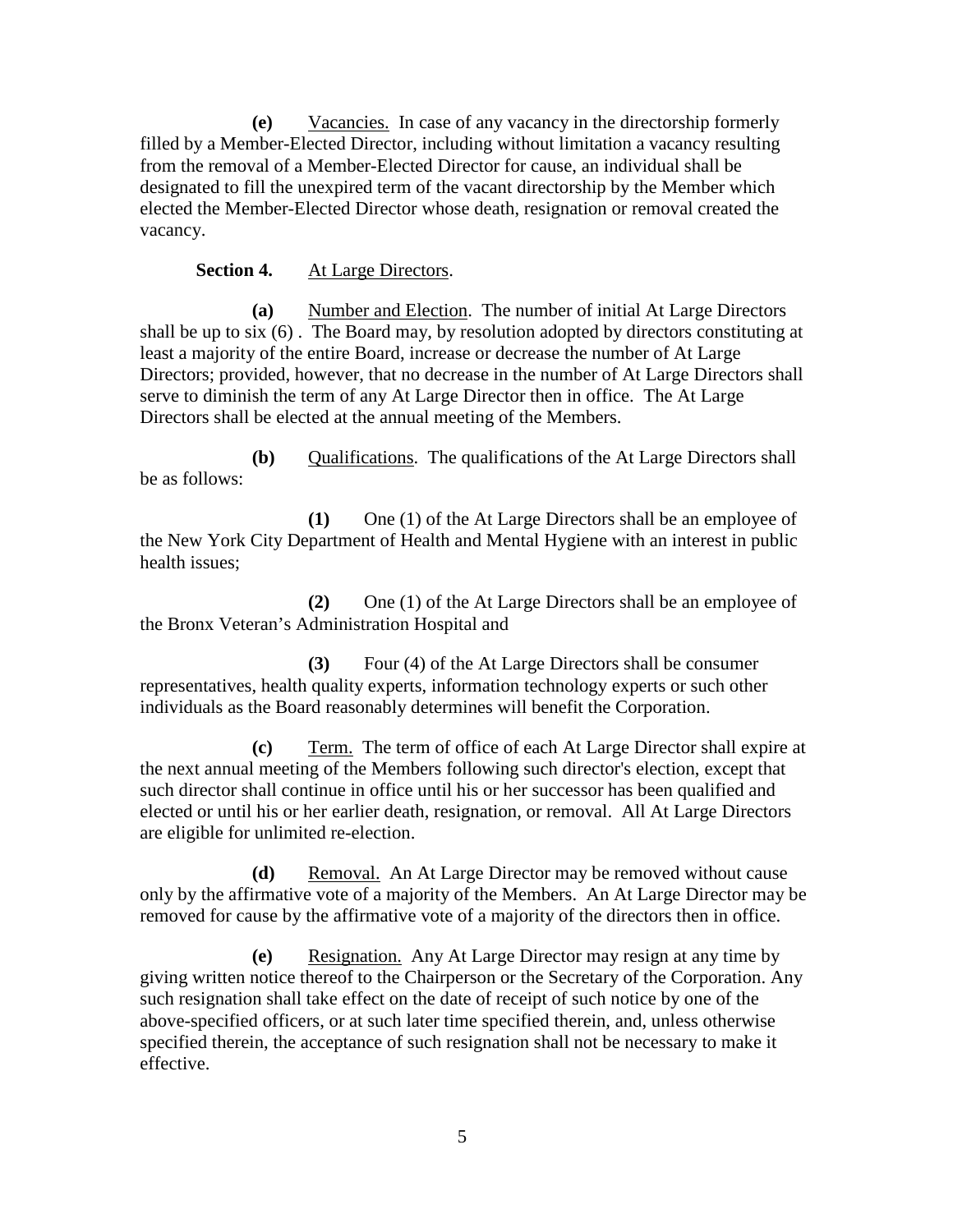**(e)** Vacancies. In case of any vacancy in the directorship formerly filled by a Member-Elected Director, including without limitation a vacancy resulting from the removal of a Member-Elected Director for cause, an individual shall be designated to fill the unexpired term of the vacant directorship by the Member which elected the Member-Elected Director whose death, resignation or removal created the vacancy.

**Section 4.** At Large Directors.

**(a)** Number and Election. The number of initial At Large Directors shall be up to six (6) . The Board may, by resolution adopted by directors constituting at least a majority of the entire Board, increase or decrease the number of At Large Directors; provided, however, that no decrease in the number of At Large Directors shall serve to diminish the term of any At Large Director then in office. The At Large Directors shall be elected at the annual meeting of the Members.

**(b)** Qualifications. The qualifications of the At Large Directors shall be as follows:

**(1)** One (1) of the At Large Directors shall be an employee of the New York City Department of Health and Mental Hygiene with an interest in public health issues;

**(2)** One (1) of the At Large Directors shall be an employee of the Bronx Veteran's Administration Hospital and

**(3)** Four (4) of the At Large Directors shall be consumer representatives, health quality experts, information technology experts or such other individuals as the Board reasonably determines will benefit the Corporation.

**(c)** Term. The term of office of each At Large Director shall expire at the next annual meeting of the Members following such director's election, except that such director shall continue in office until his or her successor has been qualified and elected or until his or her earlier death, resignation, or removal. All At Large Directors are eligible for unlimited re-election.

**(d)** Removal. An At Large Director may be removed without cause only by the affirmative vote of a majority of the Members. An At Large Director may be removed for cause by the affirmative vote of a majority of the directors then in office.

**(e)** Resignation. Any At Large Director may resign at any time by giving written notice thereof to the Chairperson or the Secretary of the Corporation. Any such resignation shall take effect on the date of receipt of such notice by one of the above-specified officers, or at such later time specified therein, and, unless otherwise specified therein, the acceptance of such resignation shall not be necessary to make it effective.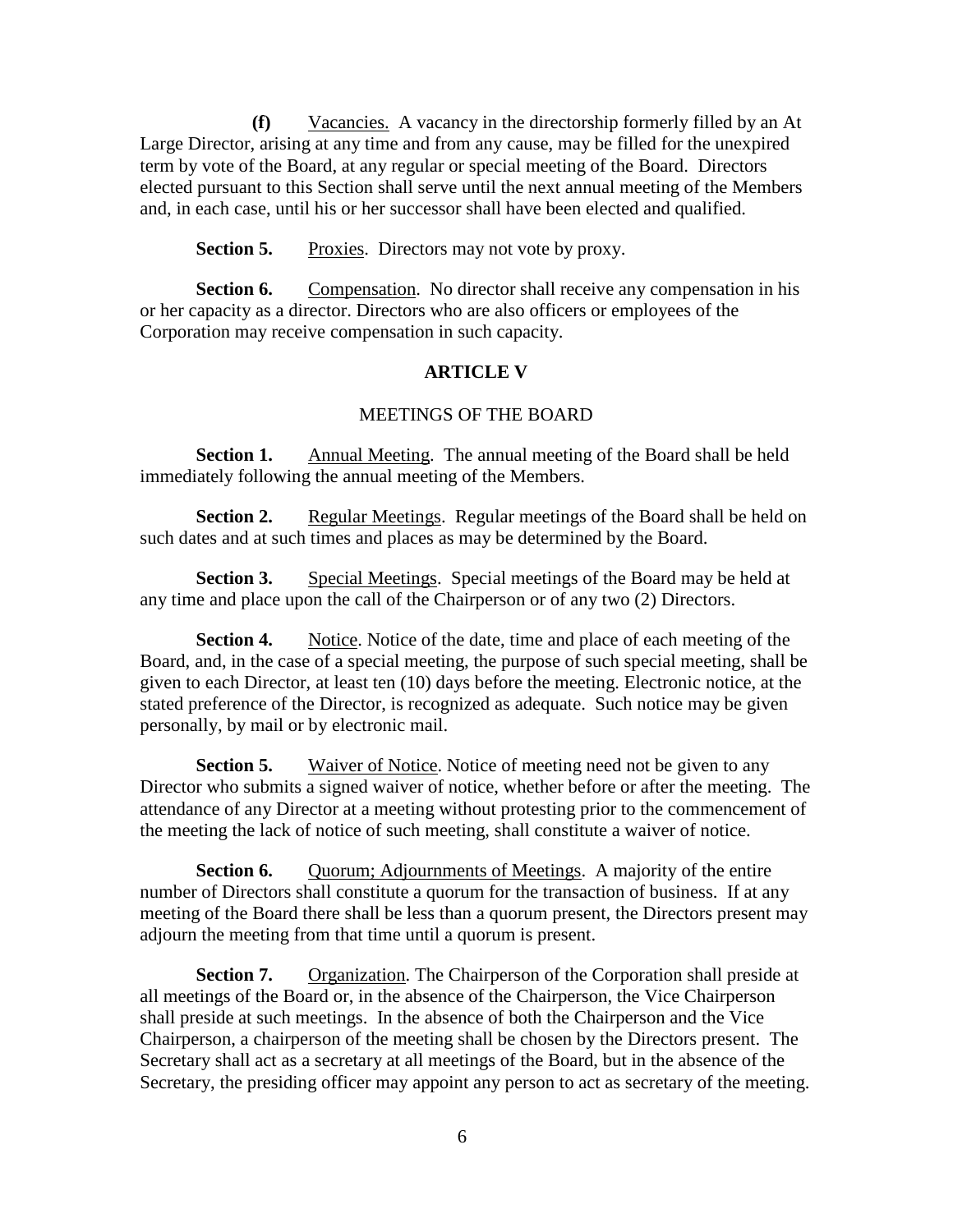**(f)** Vacancies. A vacancy in the directorship formerly filled by an At Large Director, arising at any time and from any cause, may be filled for the unexpired term by vote of the Board, at any regular or special meeting of the Board. Directors elected pursuant to this Section shall serve until the next annual meeting of the Members and, in each case, until his or her successor shall have been elected and qualified.

**Section 5.** Proxies. Directors may not vote by proxy.

**Section 6.** Compensation. No director shall receive any compensation in his or her capacity as a director. Directors who are also officers or employees of the Corporation may receive compensation in such capacity.

## ARTICLE V

### MEETINGS OF THE BOARD

**Section 1.** Annual Meeting. The annual meeting of the Board shall be held immediately following the annual meeting of the Members.

**Section 2.** Regular Meetings. Regular meetings of the Board shall be held on such dates and at such times and places as may be determined by the Board.

**Section 3.** Special Meetings. Special meetings of the Board may be held at any time and place upon the call of the Chairperson or of any two (2) Directors.

**Section 4.** Notice. Notice of the date, time and place of each meeting of the Board, and, in the case of a special meeting, the purpose of such special meeting, shall be given to each Director, at least ten (10) days before the meeting. Electronic notice, at the stated preference of the Director, is recognized as adequate. Such notice may be given personally, by mail or by electronic mail.

**Section 5.** Waiver of Notice. Notice of meeting need not be given to any Director who submits a signed waiver of notice, whether before or after the meeting. The attendance of any Director at a meeting without protesting prior to the commencement of the meeting the lack of notice of such meeting, shall constitute a waiver of notice.

**Section 6.** Quorum; Adjournments of Meetings. A majority of the entire number of Directors shall constitute a quorum for the transaction of business. If at any meeting of the Board there shall be less than a quorum present, the Directors present may adjourn the meeting from that time until a quorum is present.

**Section 7.** Organization. The Chairperson of the Corporation shall preside at all meetings of the Board or, in the absence of the Chairperson, the Vice Chairperson shall preside at such meetings. In the absence of both the Chairperson and the Vice Chairperson, a chairperson of the meeting shall be chosen by the Directors present. The Secretary shall act as a secretary at all meetings of the Board, but in the absence of the Secretary, the presiding officer may appoint any person to act as secretary of the meeting.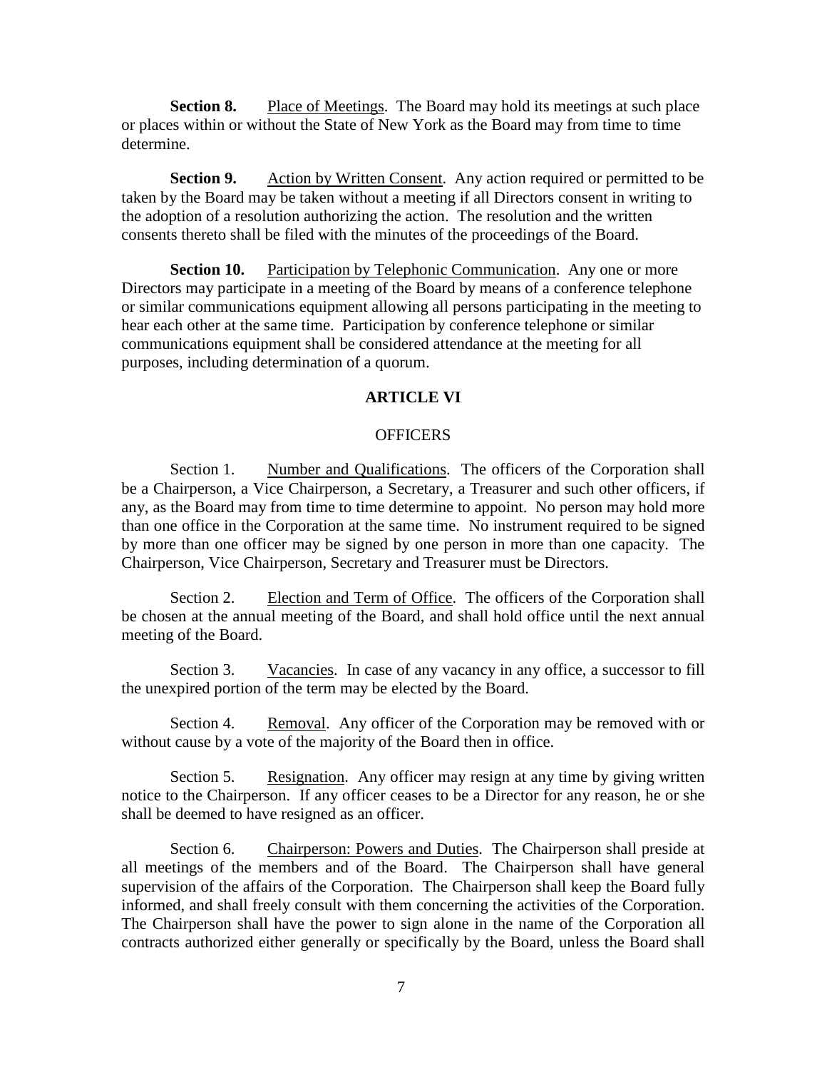**Section 8.** Place of Meetings. The Board may hold its meetings at such place or places within or without the State of New York as the Board may from time to time determine.

**Section 9.** Action by Written Consent. Any action required or permitted to be taken by the Board may be taken without a meeting if all Directors consent in writing to the adoption of a resolution authorizing the action. The resolution and the written consents thereto shall be filed with the minutes of the proceedings of the Board.

**Section 10.** Participation by Telephonic Communication. Any one or more Directors may participate in a meeting of the Board by means of a conference telephone or similar communications equipment allowing all persons participating in the meeting to hear each other at the same time. Participation by conference telephone or similar communications equipment shall be considered attendance at the meeting for all purposes, including determination of a quorum.

## ARTICLE VI

### OFFICERS

Section 1. Number and Qualifications. The officers of the Corporation shall be a Chairperson, a Vice Chairperson, a Secretary, a Treasurer and such other officers, if any, as the Board may from time to time determine to appoint. No person may hold more than one office in the Corporation at the same time. No instrument required to be signed by more than one officer may be signed by one person in more than one capacity. The Chairperson, Vice Chairperson, Secretary and Treasurer must be Directors.

Section 2. Election and Term of Office. The officers of the Corporation shall be chosen at the annual meeting of the Board, and shall hold office until the next annual meeting of the Board.

Section 3. Vacancies. In case of any vacancy in any office, a successor to fill the unexpired portion of the term may be elected by the Board.

Section 4. Removal. Any officer of the Corporation may be removed with or without cause by a vote of the majority of the Board then in office.

Section 5. Resignation. Any officer may resign at any time by giving written notice to the Chairperson. If any officer ceases to be a Director for any reason, he or she shall be deemed to have resigned as an officer.

Section 6. Chairperson: Powers and Duties. The Chairperson shall preside at all meetings of the members and of the Board. The Chairperson shall have general supervision of the affairs of the Corporation. The Chairperson shall keep the Board fully informed, and shall freely consult with them concerning the activities of the Corporation. The Chairperson shall have the power to sign alone in the name of the Corporation all contracts authorized either generally or specifically by the Board, unless the Board shall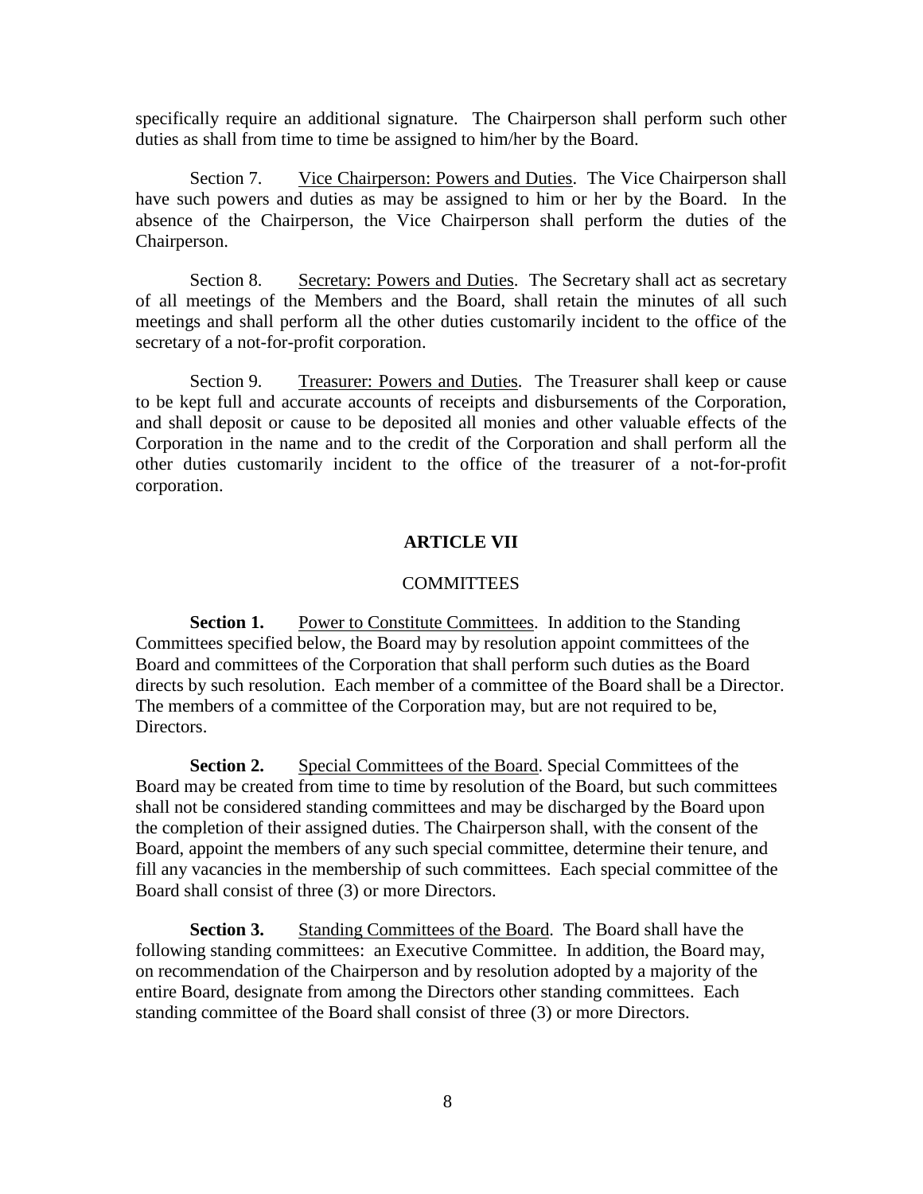specifically require an additional signature. The Chairperson shall perform such other duties as shall from time to time be assigned to him/her by the Board.

Section 7. Vice Chairperson: Powers and Duties. The Vice Chairperson shall have such powers and duties as may be assigned to him or her by the Board. In the absence of the Chairperson, the Vice Chairperson shall perform the duties of the Chairperson.

Section 8. Secretary: Powers and Duties. The Secretary shall act as secretary of all meetings of the Members and the Board, shall retain the minutes of all such meetings and shall perform all the other duties customarily incident to the office of the secretary of a not-for-profit corporation.

Section 9. Treasurer: Powers and Duties. The Treasurer shall keep or cause to be kept full and accurate accounts of receipts and disbursements of the Corporation, and shall deposit or cause to be deposited all monies and other valuable effects of the Corporation in the name and to the credit of the Corporation and shall perform all the other duties customarily incident to the office of the treasurer of a not-for-profit corporation.

## ARTICLE VII

### COMMITTEES

**Section 1.** Power to Constitute Committees. In addition to the Standing Committees specified below, the Board may by resolution appoint committees of the Board and committees of the Corporation that shall perform such duties as the Board directs by such resolution. Each member of a committee of the Board shall be a Director. The members of a committee of the Corporation may, but are not required to be, Directors.

**Section 2.** Special Committees of the Board. Special Committees of the Board may be created from time to time by resolution of the Board, but such committees shall not be considered standing committees and may be discharged by the Board upon the completion of their assigned duties. The Chairperson shall, with the consent of the Board, appoint the members of any such special committee, determine their tenure, and fill any vacancies in the membership of such committees. Each special committee of the Board shall consist of three (3) or more Directors.

**Section 3.** Standing Committees of the Board. The Board shall have the following standing committees: an Executive Committee. In addition, the Board may, on recommendation of the Chairperson and by resolution adopted by a majority of the entire Board, designate from among the Directors other standing committees. Each standing committee of the Board shall consist of three (3) or more Directors.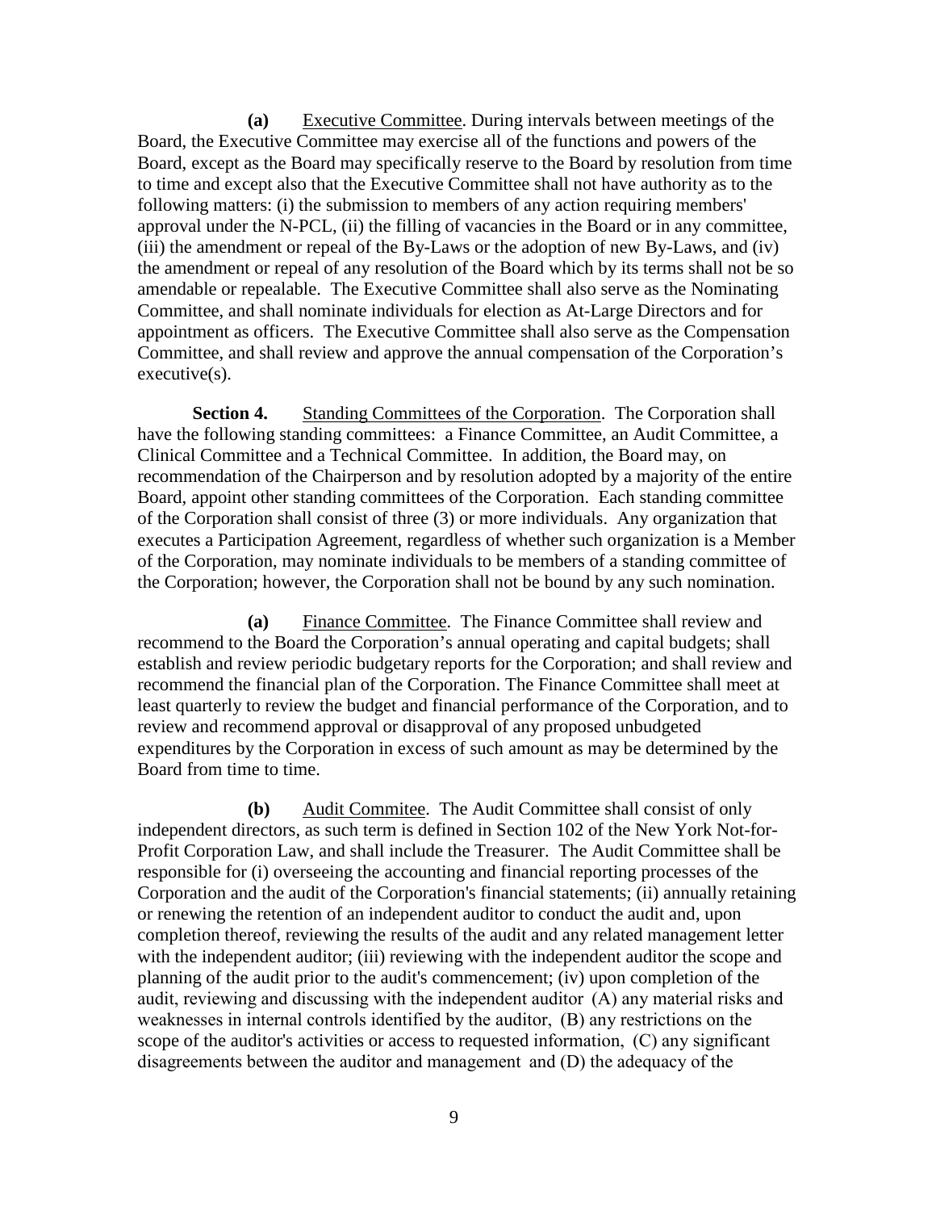**(a)** Executive Committee. During intervals between meetings of the Board, the Executive Committee may exercise all of the functions and powers of the Board, except as the Board may specifically reserve to the Board by resolution from time to time and except also that the Executive Committee shall not have authority as to the following matters: (i) the submission to members of any action requiring members' approval under the N-PCL, (ii) the filling of vacancies in the Board or in any committee, (iii) the amendment or repeal of the By-Laws or the adoption of new By-Laws, and (iv) the amendment or repeal of any resolution of the Board which by its terms shall not be so amendable or repealable. The Executive Committee shall also serve as the Nominating Committee, and shall nominate individuals for election as At-Large Directors and for appointment as officers. The Executive Committee shall also serve as the Compensation Committee, and shall review and approve the annual compensation of the Corporation's executive(s).

**Section 4.** Standing Committees of the Corporation. The Corporation shall have the following standing committees: a Finance Committee, an Audit Committee, a Clinical Committee and a Technical Committee. In addition, the Board may, on recommendation of the Chairperson and by resolution adopted by a majority of the entire Board, appoint other standing committees of the Corporation. Each standing committee of the Corporation shall consist of three (3) or more individuals. Any organization that executes a Participation Agreement, regardless of whether such organization is a Member of the Corporation, may nominate individuals to be members of a standing committee of the Corporation; however, the Corporation shall not be bound by any such nomination.

**(a)** Finance Committee. The Finance Committee shall review and recommend to the Board the Corporation's annual operating and capital budgets; shall establish and review periodic budgetary reports for the Corporation; and shall review and recommend the financial plan of the Corporation. The Finance Committee shall meet at least quarterly to review the budget and financial performance of the Corporation, and to review and recommend approval or disapproval of any proposed unbudgeted expenditures by the Corporation in excess of such amount as may be determined by the Board from time to time.

**(b)** Audit Commitee. The Audit Committee shall consist of only independent directors, as such term is defined in Section 102 of the New York Not-for-Profit Corporation Law, and shall include the Treasurer. The Audit Committee shall be responsible for (i) overseeing the accounting and financial reporting processes of the Corporation and the audit of the Corporation's financial statements; (ii) annually retaining or renewing the retention of an independent auditor to conduct the audit and, upon completion thereof, reviewing the results of the audit and any related management letter with the independent auditor; (iii) reviewing with the independent auditor the scope and planning of the audit prior to the audit's commencement; (iv) upon completion of the audit, reviewing and discussing with the independent auditor (A) any material risks and weaknesses in internal controls identified by the auditor, (B) any restrictions on the scope of the auditor's activities or access to requested information, (C) any significant disagreements between the auditor and management and (D) the adequacy of the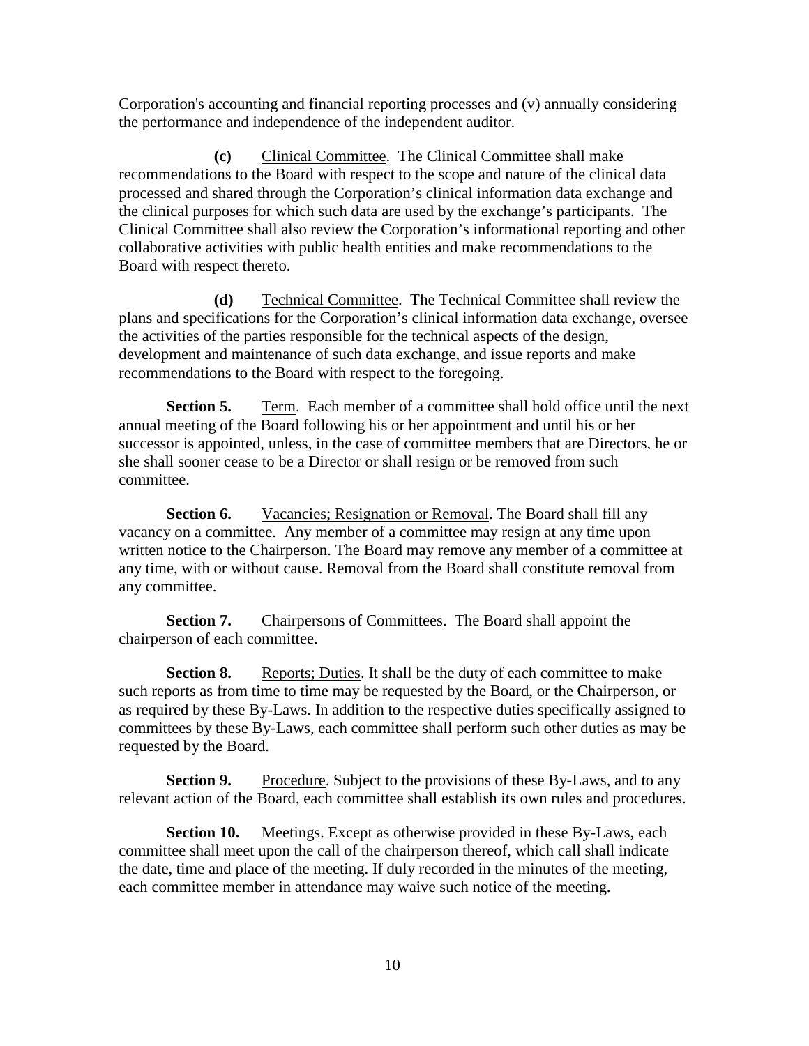Corporation's accounting and financial reporting processes and (v) annually considering the performance and independence of the independent auditor.

**(c)** Clinical Committee. The Clinical Committee shall make recommendations to the Board with respect to the scope and nature of the clinical data processed and shared through the Corporation's clinical information data exchange and the clinical purposes for which such data are used by the exchange's participants. The Clinical Committee shall also review the Corporation's informational reporting and other collaborative activities with public health entities and make recommendations to the Board with respect thereto.

**(d)** Technical Committee. The Technical Committee shall review the plans and specifications for the Corporation's clinical information data exchange, oversee the activities of the parties responsible for the technical aspects of the design, development and maintenance of such data exchange, and issue reports and make recommendations to the Board with respect to the foregoing.

**Section 5.** Term. Each member of a committee shall hold office until the next annual meeting of the Board following his or her appointment and until his or her successor is appointed, unless, in the case of committee members that are Directors, he or she shall sooner cease to be a Director or shall resign or be removed from such committee.

**Section 6.** Vacancies; Resignation or Removal. The Board shall fill any vacancy on a committee. Any member of a committee may resign at any time upon written notice to the Chairperson. The Board may remove any member of a committee at any time, with or without cause. Removal from the Board shall constitute removal from any committee.

**Section 7.** Chairpersons of Committees. The Board shall appoint the chairperson of each committee.

**Section 8.** Reports; Duties. It shall be the duty of each committee to make such reports as from time to time may be requested by the Board, or the Chairperson, or as required by these By-Laws. In addition to the respective duties specifically assigned to committees by these By-Laws, each committee shall perform such other duties as may be requested by the Board.

**Section 9.** Procedure. Subject to the provisions of these By-Laws, and to any relevant action of the Board, each committee shall establish its own rules and procedures.

**Section 10.** Meetings. Except as otherwise provided in these By-Laws, each committee shall meet upon the call of the chairperson thereof, which call shall indicate the date, time and place of the meeting. If duly recorded in the minutes of the meeting, each committee member in attendance may waive such notice of the meeting.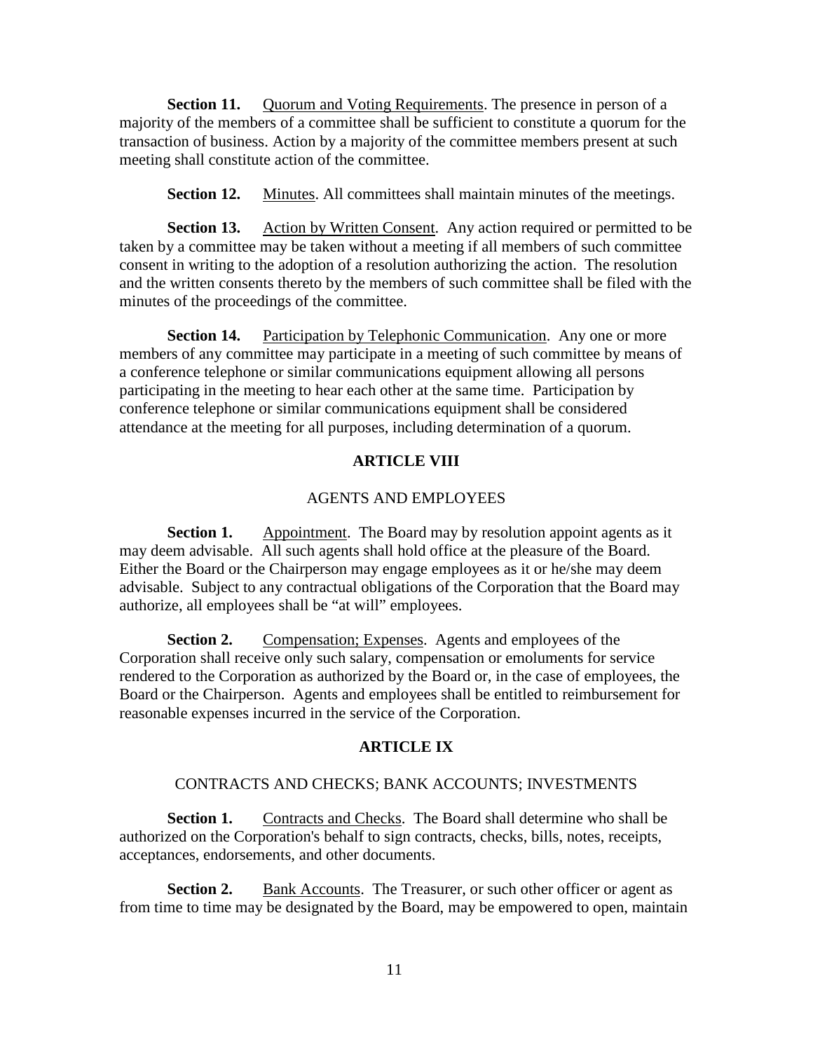**Section 11.** Quorum and Voting Requirements. The presence in person of a majority of the members of a committee shall be sufficient to constitute a quorum for the transaction of business. Action by a majority of the committee members present at such meeting shall constitute action of the committee.

**Section 12.** Minutes. All committees shall maintain minutes of the meetings.

**Section 13.** Action by Written Consent. Any action required or permitted to be taken by a committee may be taken without a meeting if all members of such committee consent in writing to the adoption of a resolution authorizing the action. The resolution and the written consents thereto by the members of such committee shall be filed with the minutes of the proceedings of the committee.

**Section 14.** Participation by Telephonic Communication. Any one or more members of any committee may participate in a meeting of such committee by means of a conference telephone or similar communications equipment allowing all persons participating in the meeting to hear each other at the same time. Participation by conference telephone or similar communications equipment shall be considered attendance at the meeting for all purposes, including determination of a quorum.

## ARTICLE VIII

### AGENTS AND EMPLOYEES

**Section 1.** Appointment. The Board may by resolution appoint agents as it may deem advisable. All such agents shall hold office at the pleasure of the Board. Either the Board or the Chairperson may engage employees as it or he/she may deem advisable. Subject to any contractual obligations of the Corporation that the Board may authorize, all employees shall be "at will" employees.

**Section 2.** Compensation; Expenses. Agents and employees of the Corporation shall receive only such salary, compensation or emoluments for service rendered to the Corporation as authorized by the Board or, in the case of employees, the Board or the Chairperson. Agents and employees shall be entitled to reimbursement for reasonable expenses incurred in the service of the Corporation.

## ARTICLE IX

### CONTRACTS AND CHECKS; BANK ACCOUNTS; INVESTMENTS

**Section 1.** Contracts and Checks. The Board shall determine who shall be authorized on the Corporation's behalf to sign contracts, checks, bills, notes, receipts, acceptances, endorsements, and other documents.

**Section 2.** Bank Accounts. The Treasurer, or such other officer or agent as from time to time may be designated by the Board, may be empowered to open, maintain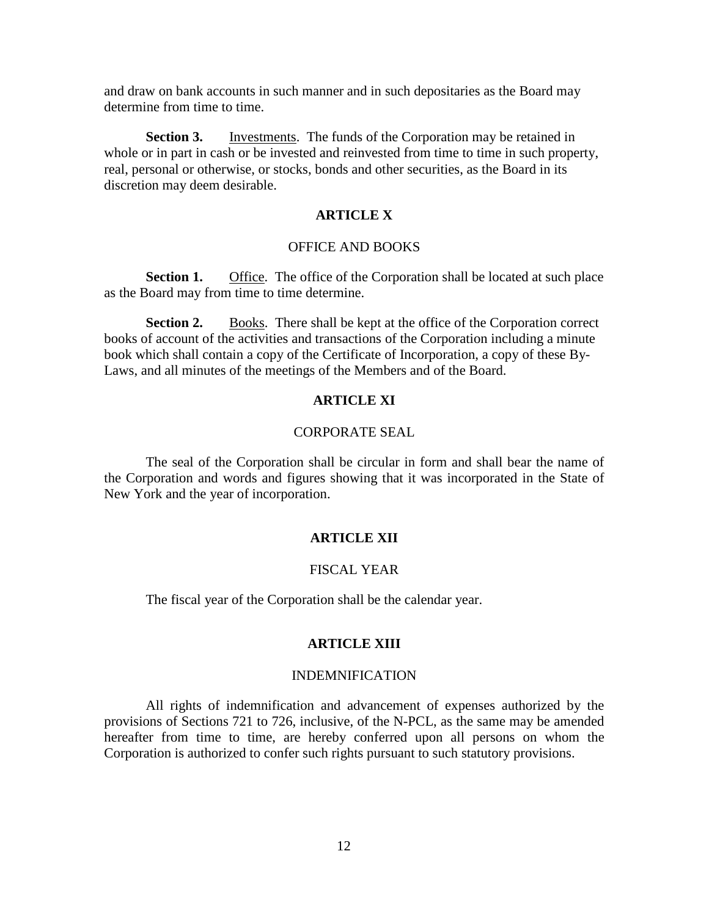and draw on bank accounts in such manner and in such depositaries as the Board may determine from time to time.

**Section 3.** Investments. The funds of the Corporation may be retained in whole or in part in cash or be invested and reinvested from time to time in such property, real, personal or otherwise, or stocks, bonds and other securities, as the Board in its discretion may deem desirable.

## ARTICLE X

### OFFICE AND BOOKS

**Section 1.** Office. The office of the Corporation shall be located at such place as the Board may from time to time determine.

**Section 2.** Books. There shall be kept at the office of the Corporation correct books of account of the activities and transactions of the Corporation including a minute book which shall contain a copy of the Certificate of Incorporation, a copy of these By-Laws, and all minutes of the meetings of the Members and of the Board.

## ARTICLE XI

### CORPORATE SEAL

The seal of the Corporation shall be circular in form and shall bear the name of the Corporation and words and figures showing that it was incorporated in the State of New York and the year of incorporation.

## ARTICLE XII

### FISCAL YEAR

The fiscal year of the Corporation shall be the calendar year.

## ARTICLE XIII

### INDEMNIFICATION

All rights of indemnification and advancement of expenses authorized by the provisions of Sections 721 to 726, inclusive, of the N-PCL, as the same may be amended hereafter from time to time, are hereby conferred upon all persons on whom the Corporation is authorized to confer such rights pursuant to such statutory provisions.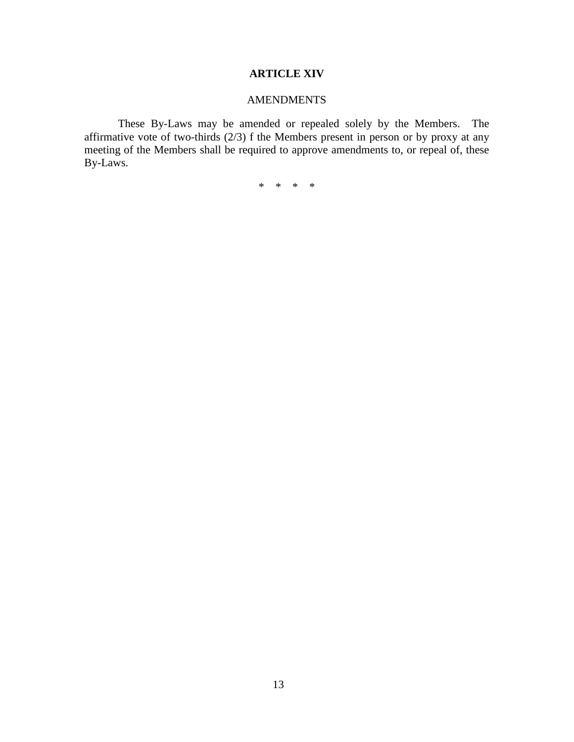## ARTICLE XIV

AMENDMENTS

These By-Laws may be amended or repealed solely by the Members. The affirmative vote of two-thirds (2/3) f the Members present in person or by proxy at any meeting of the Members shall be required to approve amendments to, or repeal of, these By-Laws.

\* \* \* \*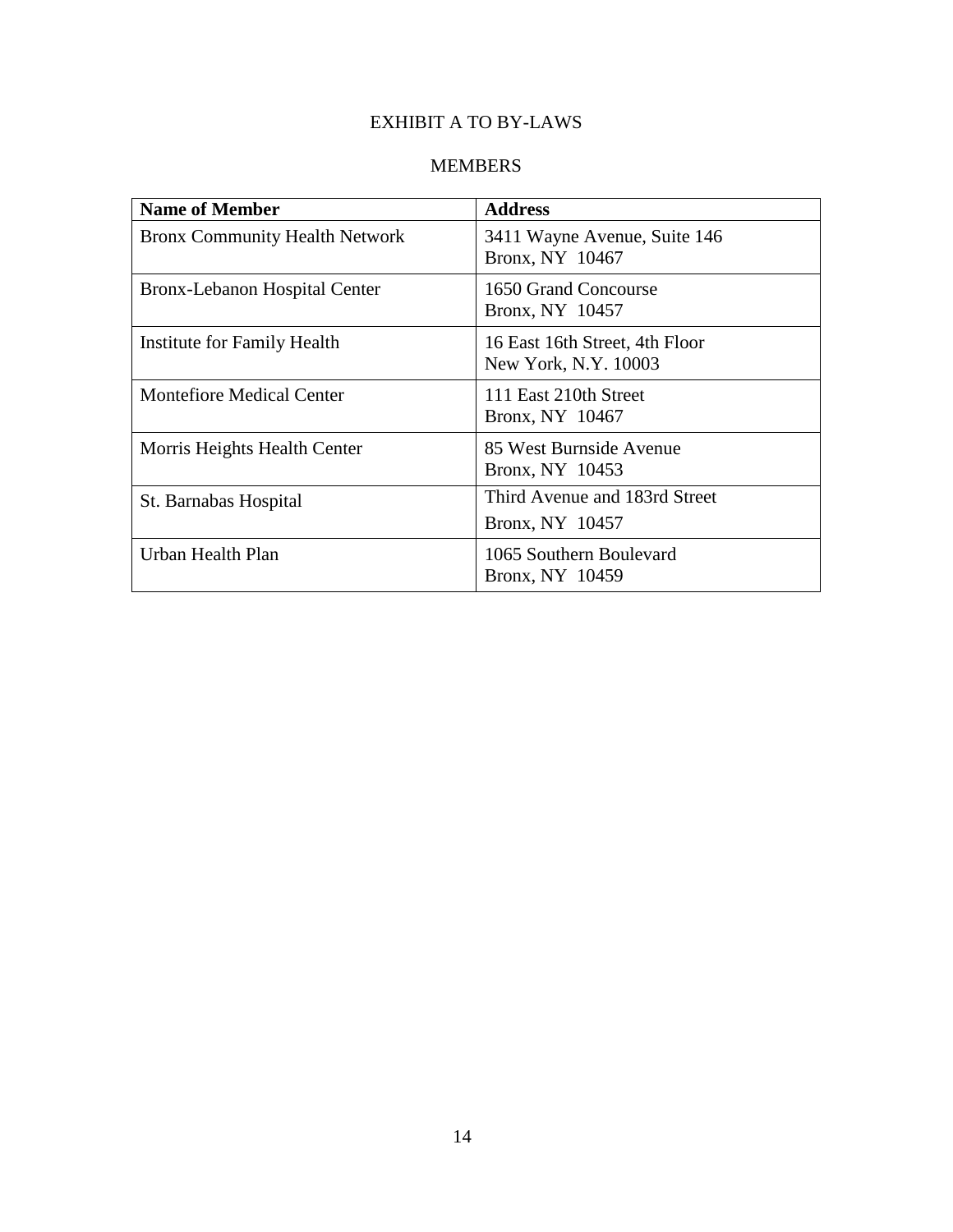# EXHIBIT A TO BY-LAWS

## MEMBERS

| Name of Member | Address |
|---|---|
| Bronx Community Health Network | 3411 Wayne Avenue, Suite 146<br>Bronx, NY 10467 |
| Bronx-Lebanon Hospital Center | 1650 Grand Concourse<br>Bronx, NY 10457 |
| Institute for Family Health | 16 East 16th Street, 4th Floor<br>New York, N.Y. 10003 |
| Montefiore Medical Center | 111 East 210th Street<br>Bronx, NY 10467 |
| Morris Heights Health Center | 85 West Burnside Avenue<br>Bronx, NY 10453 |
| St. Barnabas Hospital | Third Avenue and 183rd Street<br>Bronx, NY 10457 |
| Urban Health Plan | 1065 Southern Boulevard<br>Bronx, NY 10459 |